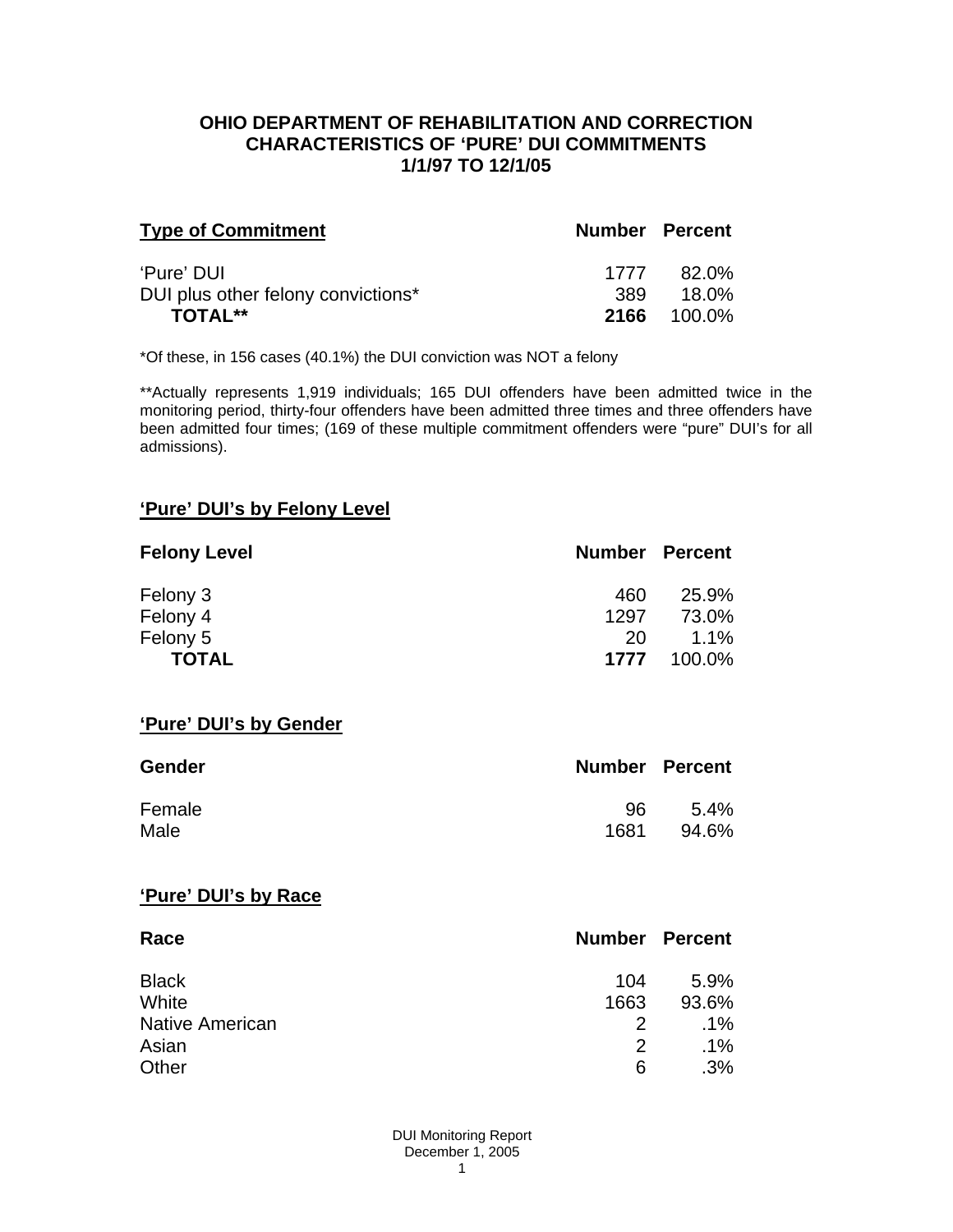# OHIO DEPARTMENT OF REHABILITATION AND CORRECTION
## CHARACTERISTICS OF 'PURE' DUI COMMITMENTS
## 1/1/97 TO 12/1/05

| Type of Commitment | Number | Percent |
|---|---|---|
| 'Pure' DUI | 1777 | 82.0% |
| DUI plus other felony convictions* | 389 | 18.0% |
| **TOTAL**** | **2166** | 100.0% |

*Of these, in 156 cases (40.1%) the DUI conviction was NOT a felony

**Actually represents 1,919 individuals; 165 DUI offenders have been admitted twice in the monitoring period, thirty-four offenders have been admitted three times and three offenders have been admitted four times; (169 of these multiple commitment offenders were "pure" DUI's for all admissions).

### 'Pure' DUI's by Felony Level

| Felony Level | Number | Percent |
|---|---|---|
| Felony 3 | 460 | 25.9% |
| Felony 4 | 1297 | 73.0% |
| Felony 5 | 20 | 1.1% |
| **TOTAL** | **1777** | 100.0% |

### 'Pure' DUI's by Gender

| Gender | Number | Percent |
|---|---|---|
| Female | 96 | 5.4% |
| Male | 1681 | 94.6% |

### 'Pure' DUI's by Race

| Race | Number | Percent |
|---|---|---|
| Black | 104 | 5.9% |
| White | 1663 | 93.6% |
| Native American | 2 | .1% |
| Asian | 2 | .1% |
| Other | 6 | .3% |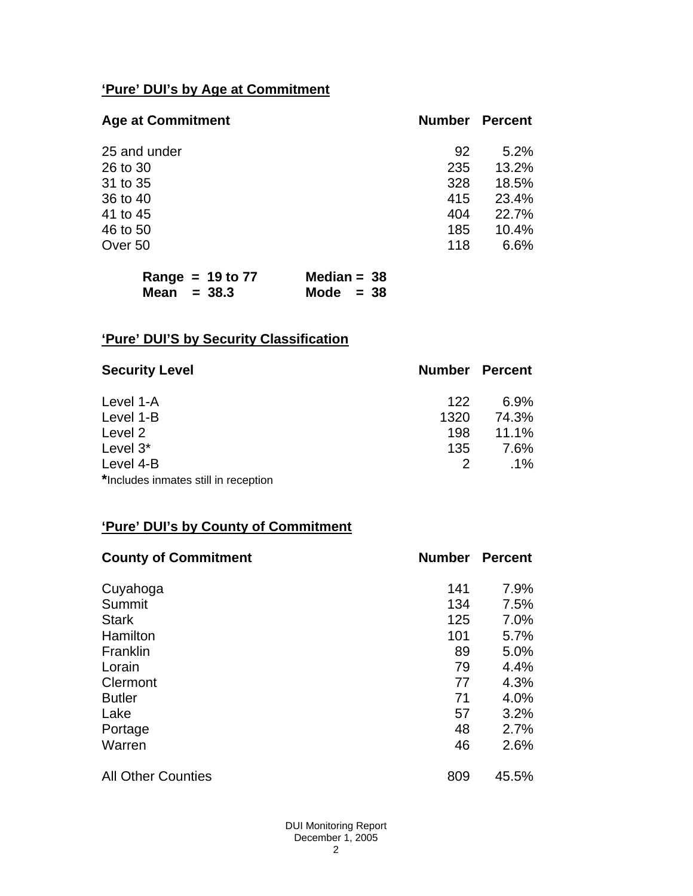## **'Pure' DUI's by Age at Commitment**

| Age at Commitment | Number | Percent |
|---|---|---|
| 25 and under | 92 | 5.2% |
| 26 to 30 | 235 | 13.2% |
| 31 to 35 | 328 | 18.5% |
| 36 to 40 | 415 | 23.4% |
| 41 to 45 | 404 | 22.7% |
| 46 to 50 | 185 | 10.4% |
| Over 50 | 118 | 6.6% |

**Range = 19 to 77** **Median = 38**
**Mean = 38.3** **Mode = 38**

## **'Pure' DUI'S by Security Classification**

| Security Level | Number | Percent |
|---|---|---|
| Level 1-A | 122 | 6.9% |
| Level 1-B | 1320 | 74.3% |
| Level 2 | 198 | 11.1% |
| Level 3* | 135 | 7.6% |
| Level 4-B | 2 | .1% |

***Includes inmates still in reception**

## **'Pure' DUI's by County of Commitment**

| County of Commitment | Number | Percent |
|---|---|---|
| Cuyahoga | 141 | 7.9% |
| Summit | 134 | 7.5% |
| Stark | 125 | 7.0% |
| Hamilton | 101 | 5.7% |
| Franklin | 89 | 5.0% |
| Lorain | 79 | 4.4% |
| Clermont | 77 | 4.3% |
| Butler | 71 | 4.0% |
| Lake | 57 | 3.2% |
| Portage | 48 | 2.7% |
| Warren | 46 | 2.6% |
| All Other Counties | 809 | 45.5% |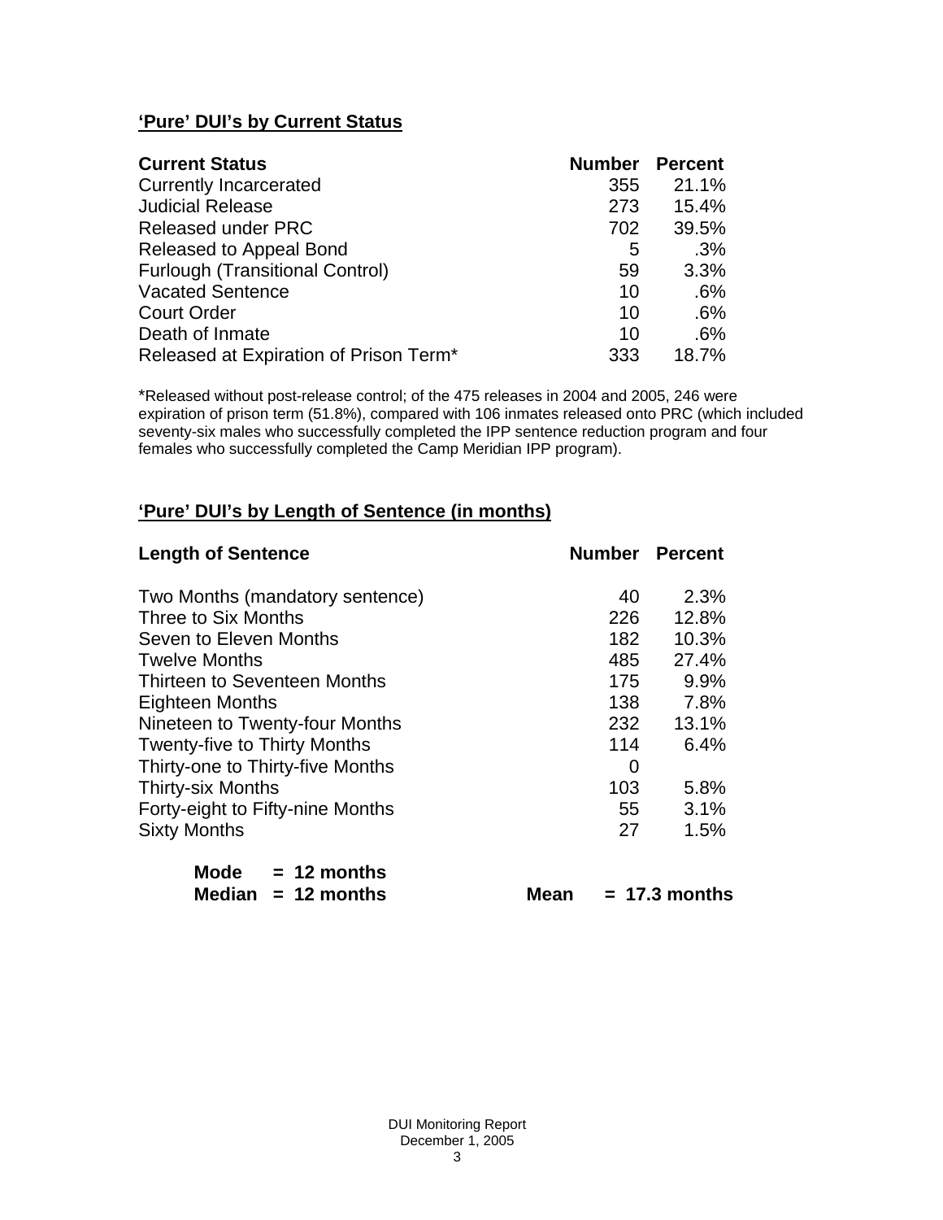## 'Pure' DUI's by Current Status

| Current Status | Number | Percent |
|---|---|---|
| Currently Incarcerated | 355 | 21.1% |
| Judicial Release | 273 | 15.4% |
| Released under PRC | 702 | 39.5% |
| Released to Appeal Bond | 5 | .3% |
| Furlough (Transitional Control) | 59 | 3.3% |
| Vacated Sentence | 10 | .6% |
| Court Order | 10 | .6% |
| Death of Inmate | 10 | .6% |
| Released at Expiration of Prison Term* | 333 | 18.7% |

*Released without post-release control; of the 475 releases in 2004 and 2005, 246 were expiration of prison term (51.8%), compared with 106 inmates released onto PRC (which included seventy-six males who successfully completed the IPP sentence reduction program and four females who successfully completed the Camp Meridian IPP program).

## 'Pure' DUI's by Length of Sentence (in months)

| Length of Sentence | Number | Percent |
|---|---|---|
| Two Months (mandatory sentence) | 40 | 2.3% |
| Three to Six Months | 226 | 12.8% |
| Seven to Eleven Months | 182 | 10.3% |
| Twelve Months | 485 | 27.4% |
| Thirteen to Seventeen Months | 175 | 9.9% |
| Eighteen Months | 138 | 7.8% |
| Nineteen to Twenty-four Months | 232 | 13.1% |
| Twenty-five to Thirty Months | 114 | 6.4% |
| Thirty-one to Thirty-five Months | 0 | |
| Thirty-six Months | 103 | 5.8% |
| Forty-eight to Fifty-nine Months | 55 | 3.1% |
| Sixty Months | 27 | 1.5% |

**Mode = 12 months**
**Median = 12 months** **Mean = 17.3 months**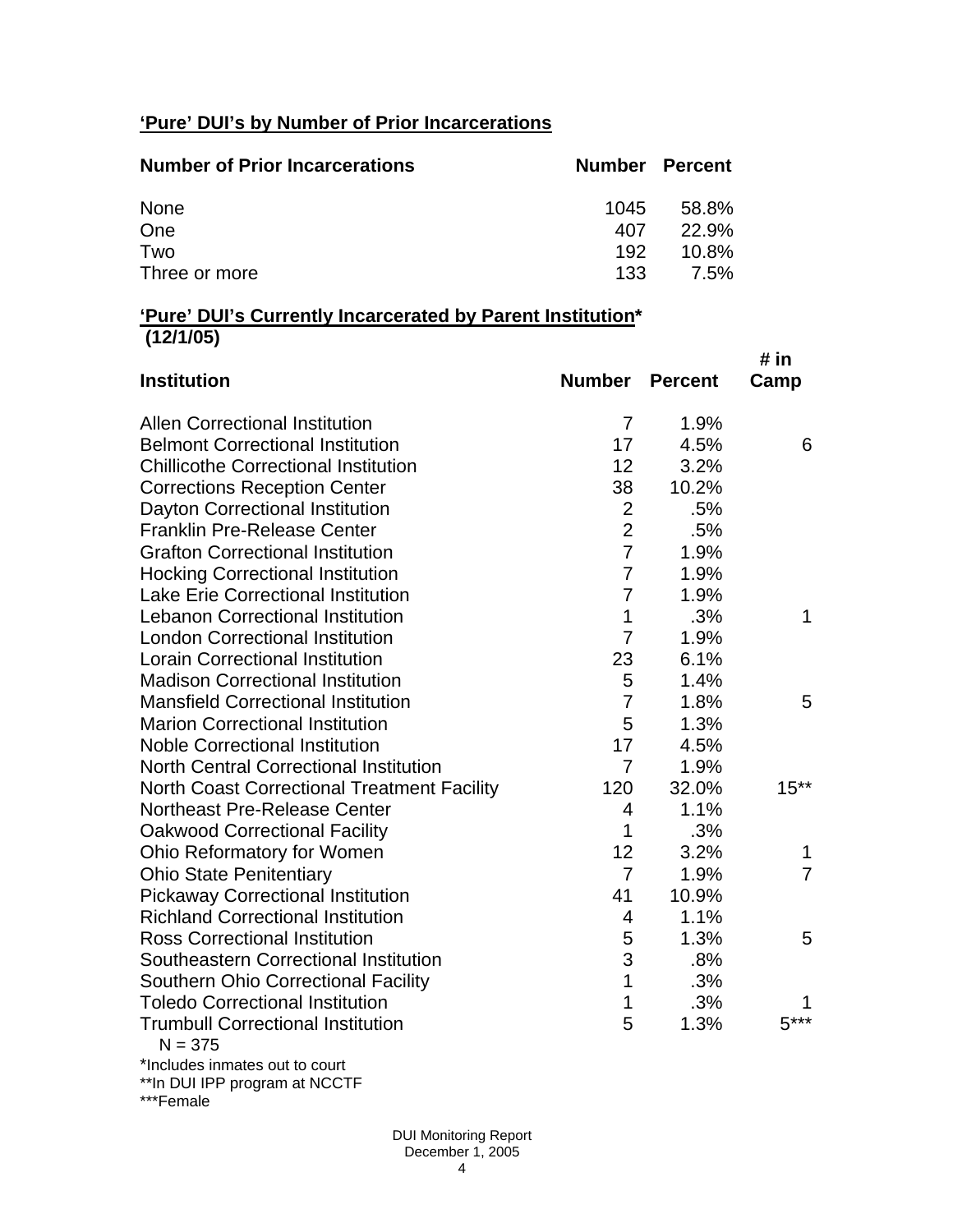**'Pure' DUI's by Number of Prior Incarcerations**

| Number of Prior Incarcerations | Number | Percent |
|---|---|---|
| None | 1045 | 58.8% |
| One | 407 | 22.9% |
| Two | 192 | 10.8% |
| Three or more | 133 | 7.5% |

**'Pure' DUI's Currently Incarcerated by Parent Institution***
**(12/1/05)**

| Institution | Number | Percent | # in Camp |
|---|---|---|---|
| Allen Correctional Institution | 7 | 1.9% | |
| Belmont Correctional Institution | 17 | 4.5% | 6 |
| Chillicothe Correctional Institution | 12 | 3.2% | |
| Corrections Reception Center | 38 | 10.2% | |
| Dayton Correctional Institution | 2 | .5% | |
| Franklin Pre-Release Center | 2 | .5% | |
| Grafton Correctional Institution | 7 | 1.9% | |
| Hocking Correctional Institution | 7 | 1.9% | |
| Lake Erie Correctional Institution | 7 | 1.9% | |
| Lebanon Correctional Institution | 1 | .3% | 1 |
| London Correctional Institution | 7 | 1.9% | |
| Lorain Correctional Institution | 23 | 6.1% | |
| Madison Correctional Institution | 5 | 1.4% | |
| Mansfield Correctional Institution | 7 | 1.8% | 5 |
| Marion Correctional Institution | 5 | 1.3% | |
| Noble Correctional Institution | 17 | 4.5% | |
| North Central Correctional Institution | 7 | 1.9% | |
| North Coast Correctional Treatment Facility | 120 | 32.0% | 15** |
| Northeast Pre-Release Center | 4 | 1.1% | |
| Oakwood Correctional Facility | 1 | .3% | |
| Ohio Reformatory for Women | 12 | 3.2% | 1 |
| Ohio State Penitentiary | 7 | 1.9% | 7 |
| Pickaway Correctional Institution | 41 | 10.9% | |
| Richland Correctional Institution | 4 | 1.1% | |
| Ross Correctional Institution | 5 | 1.3% | 5 |
| Southeastern Correctional Institution | 3 | .8% | |
| Southern Ohio Correctional Facility | 1 | .3% | |
| Toledo Correctional Institution | 1 | .3% | 1 |
| Trumbull Correctional Institution | 5 | 1.3% | 5*** |

N = 375

*Includes inmates out to court
**In DUI IPP program at NCCTF
***Female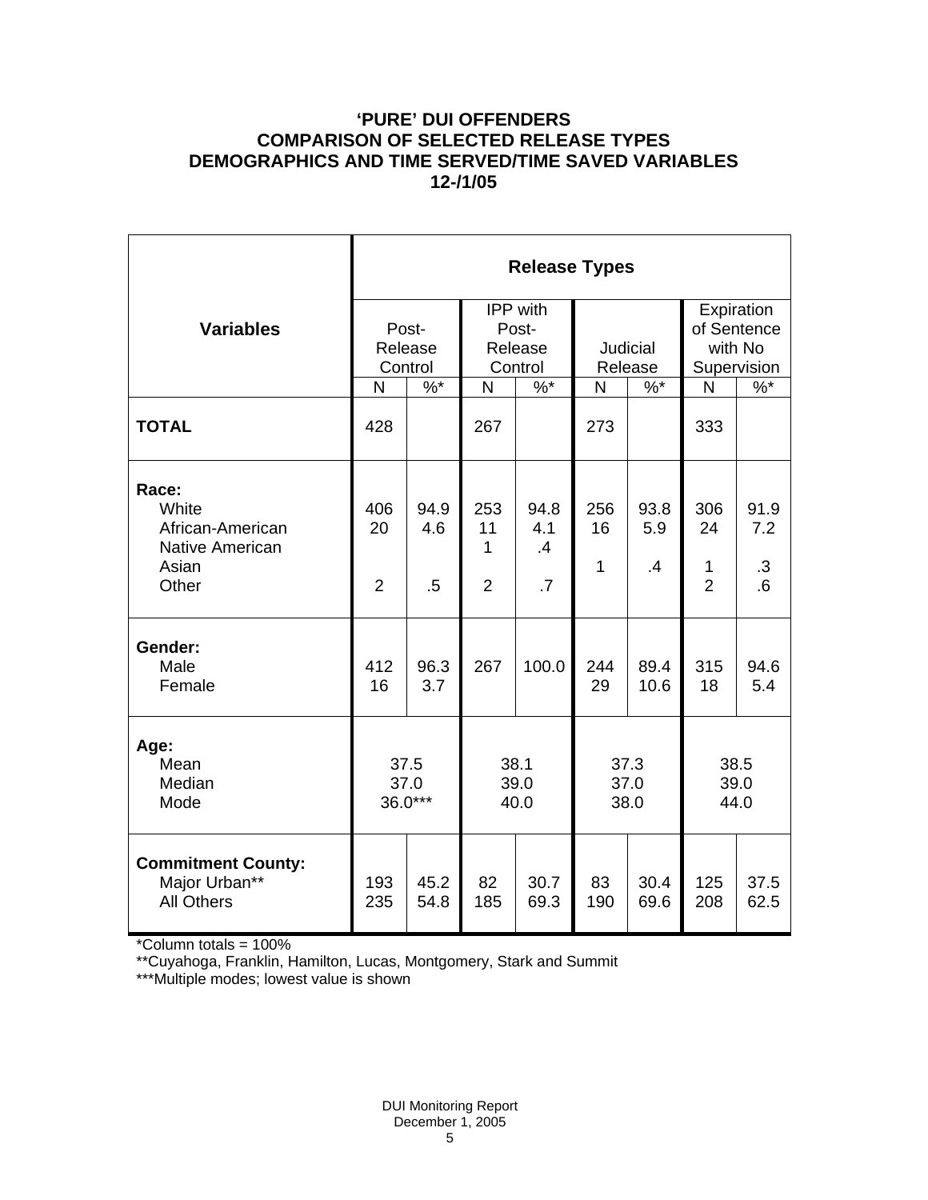**'PURE' DUI OFFENDERS**
**COMPARISON OF SELECTED RELEASE TYPES**
**DEMOGRAPHICS AND TIME SERVED/TIME SAVED VARIABLES**
**12-/1/05**

| Variables | Release Types | | | | | | | |
|---|---|---|---|---|---|---|---|---|
| | Post-Release Control | | IPP with Post-Release Control | | Judicial Release | | Expiration of Sentence with No Supervision | |
| | N | %* | N | %* | N | %* | N | %* |
| **TOTAL** | 428 | | 267 | | 273 | | 333 | |
| **Race:** | | | | | | | | |
| White | 406 | 94.9 | 253 | 94.8 | 256 | 93.8 | 306 | 91.9 |
| African-American | 20 | 4.6 | 11 | 4.1 | 16 | 5.9 | 24 | 7.2 |
| Native American | | | 1 | .4 | | | | |
| Asian | | | | | 1 | .4 | 1 | .3 |
| Other | 2 | .5 | 2 | .7 | | | 2 | .6 |
| **Gender:** | | | | | | | | |
| Male | 412 | 96.3 | 267 | 100.0 | 244 | 89.4 | 315 | 94.6 |
| Female | 16 | 3.7 | | | 29 | 10.6 | 18 | 5.4 |
| **Age:** | | | | | | | | |
| Mean | 37.5 | | 38.1 | | 37.3 | | 38.5 | |
| Median | 37.0 | | 39.0 | | 37.0 | | 39.0 | |
| Mode | 36.0*** | | 40.0 | | 38.0 | | 44.0 | |
| **Commitment County:** | | | | | | | | |
| Major Urban** | 193 | 45.2 | 82 | 30.7 | 83 | 30.4 | 125 | 37.5 |
| All Others | 235 | 54.8 | 185 | 69.3 | 190 | 69.6 | 208 | 62.5 |

*Column totals = 100%

**Cuyahoga, Franklin, Hamilton, Lucas, Montgomery, Stark and Summit

***Multiple modes; lowest value is shown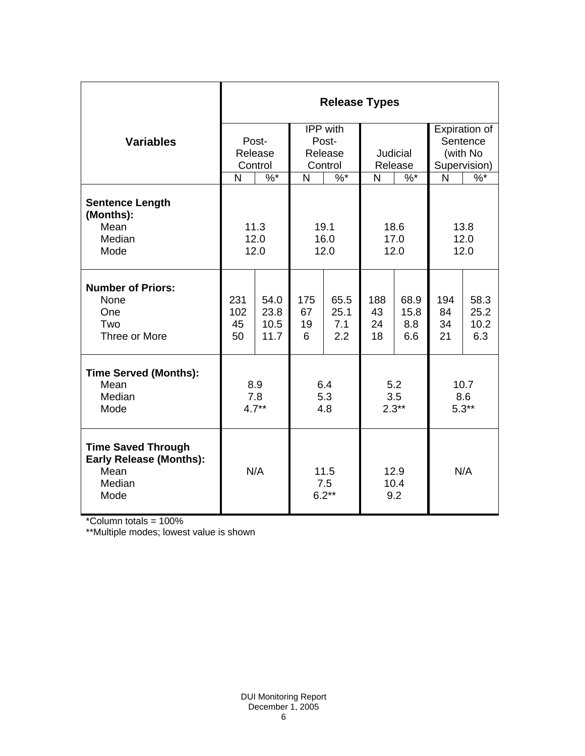| Variables | Release Types | | | | | | | |
|---|---|---|---|---|---|---|---|---|
| | Post-Release Control | | IPP with Post-Release Control | | Judicial Release | | Expiration of Sentence (with No Supervision) | |
| | N | %* | N | %* | N | %* | N | %* |
| **Sentence Length (Months):** | | | | | | | | |
| Mean | 11.3 | | 19.1 | | 18.6 | | 13.8 | |
| Median | 12.0 | | 16.0 | | 17.0 | | 12.0 | |
| Mode | 12.0 | | 12.0 | | 12.0 | | 12.0 | |
| **Number of Priors:** | | | | | | | | |
| None | 231 | 54.0 | 175 | 65.5 | 188 | 68.9 | 194 | 58.3 |
| One | 102 | 23.8 | 67 | 25.1 | 43 | 15.8 | 84 | 25.2 |
| Two | 45 | 10.5 | 19 | 7.1 | 24 | 8.8 | 34 | 10.2 |
| Three or More | 50 | 11.7 | 6 | 2.2 | 18 | 6.6 | 21 | 6.3 |
| **Time Served (Months):** | | | | | | | | |
| Mean | 8.9 | | 6.4 | | 5.2 | | 10.7 | |
| Median | 7.8 | | 5.3 | | 3.5 | | 8.6 | |
| Mode | 4.7** | | 4.8 | | 2.3** | | 5.3** | |
| **Time Saved Through Early Release (Months):** | | | | | | | | |
| Mean | N/A | | 11.5 | | 12.9 | | N/A | |
| Median | | | 7.5 | | 10.4 | | | |
| Mode | | | 6.2** | | 9.2 | | | |

*Column totals = 100%

**Multiple modes; lowest value is shown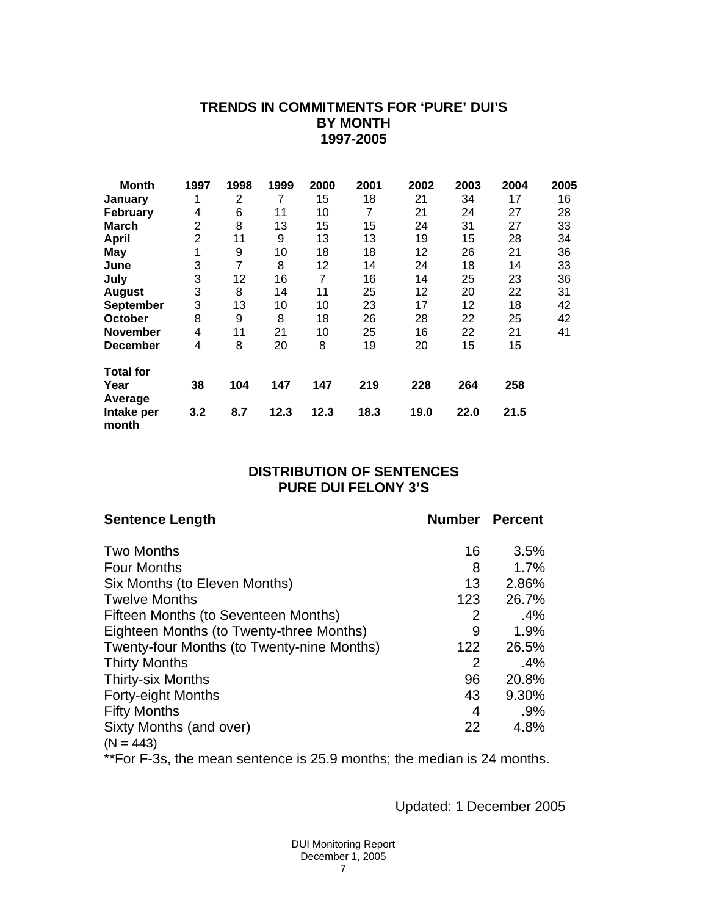## TRENDS IN COMMITMENTS FOR 'PURE' DUI'S BY MONTH 1997-2005

| Month | 1997 | 1998 | 1999 | 2000 | 2001 | 2002 | 2003 | 2004 | 2005 |
|---|---|---|---|---|---|---|---|---|---|
| January | 1 | 2 | 7 | 15 | 18 | 21 | 34 | 17 | 16 |
| February | 4 | 6 | 11 | 10 | 7 | 21 | 24 | 27 | 28 |
| March | 2 | 8 | 13 | 15 | 15 | 24 | 31 | 27 | 33 |
| April | 2 | 11 | 9 | 13 | 13 | 19 | 15 | 28 | 34 |
| May | 1 | 9 | 10 | 18 | 18 | 12 | 26 | 21 | 36 |
| June | 3 | 7 | 8 | 12 | 14 | 24 | 18 | 14 | 33 |
| July | 3 | 12 | 16 | 7 | 16 | 14 | 25 | 23 | 36 |
| August | 3 | 8 | 14 | 11 | 25 | 12 | 20 | 22 | 31 |
| September | 3 | 13 | 10 | 10 | 23 | 17 | 12 | 18 | 42 |
| October | 8 | 9 | 8 | 18 | 26 | 28 | 22 | 25 | 42 |
| November | 4 | 11 | 21 | 10 | 25 | 16 | 22 | 21 | 41 |
| December | 4 | 8 | 20 | 8 | 19 | 20 | 15 | 15 | |
| **Total for Year** | **38** | **104** | **147** | **147** | **219** | **228** | **264** | **258** | |
| **Average Intake per month** | **3.2** | **8.7** | **12.3** | **12.3** | **18.3** | **19.0** | **22.0** | **21.5** | |

## DISTRIBUTION OF SENTENCES PURE DUI FELONY 3'S

| Sentence Length | Number | Percent |
|---|---|---|
| Two Months | 16 | 3.5% |
| Four Months | 8 | 1.7% |
| Six Months (to Eleven Months) | 13 | 2.86% |
| Twelve Months | 123 | 26.7% |
| Fifteen Months (to Seventeen Months) | 2 | .4% |
| Eighteen Months (to Twenty-three Months) | 9 | 1.9% |
| Twenty-four Months (to Twenty-nine Months) | 122 | 26.5% |
| Thirty Months | 2 | .4% |
| Thirty-six Months | 96 | 20.8% |
| Forty-eight Months | 43 | 9.30% |
| Fifty Months | 4 | .9% |
| Sixty Months (and over) | 22 | 4.8% |

(N = 443)

**For F-3s, the mean sentence is 25.9 months; the median is 24 months.

Updated: 1 December 2005